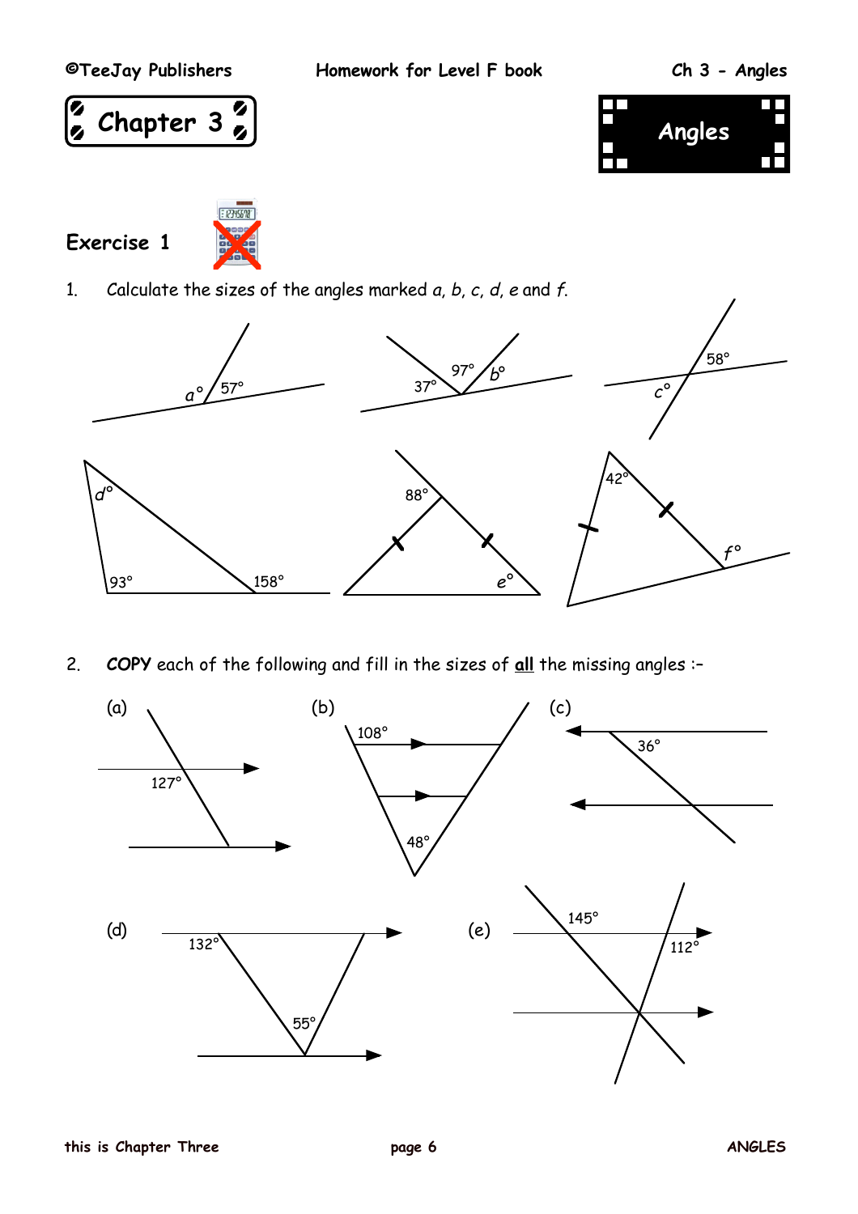# Chapter 3

## Angles

### Exercise 1

1. Calculate the sizes of the angles marked *a*, *b*, *c*, *d*, *e* and *f*.

$a°$, $57°$

$97°$, $b°$, $37°$

$58°$, $c°$

$d°$, $93°$, $158°$

$88°$, $e°$

$42°$, $f°$

2. **COPY** each of the following and fill in the sizes of **all** the missing angles :–

(a) $127°$

(b) $108°$, $48°$

(c) $36°$

(d) $132°$, $55°$

(e) $145°$, $112°$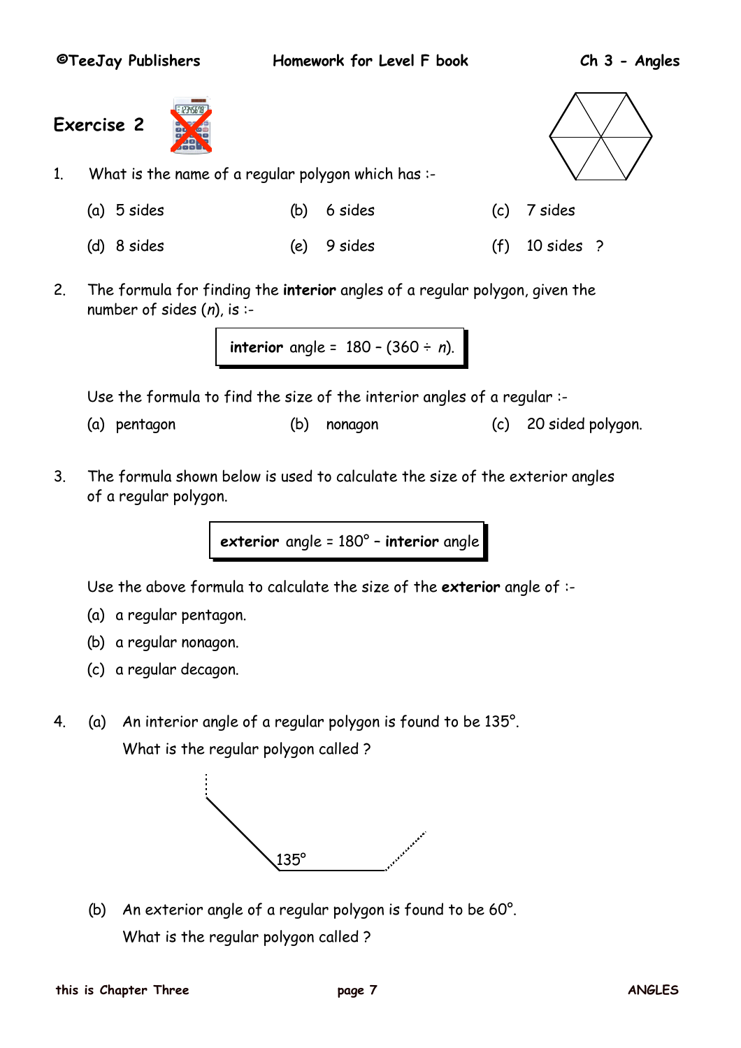## Exercise 2

1. What is the name of a regular polygon which has :-

   (a) 5 sides (b) 6 sides (c) 7 sides

   (d) 8 sides (e) 9 sides (f) 10 sides ?

2. The formula for finding the **interior** angles of a regular polygon, given the number of sides ($n$), is :-

   **interior** angle = $180 - (360 \div n)$.

   Use the formula to find the size of the interior angles of a regular :-

   (a) pentagon (b) nonagon (c) 20 sided polygon.

3. The formula shown below is used to calculate the size of the exterior angles of a regular polygon.

   **exterior** angle = $180°$ – **interior** angle

   Use the above formula to calculate the size of the **exterior** angle of :-

   (a) a regular pentagon.

   (b) a regular nonagon.

   (c) a regular decagon.

4. (a) An interior angle of a regular polygon is found to be 135°.

   What is the regular polygon called ?

   135°

   (b) An exterior angle of a regular polygon is found to be 60°.

   What is the regular polygon called ?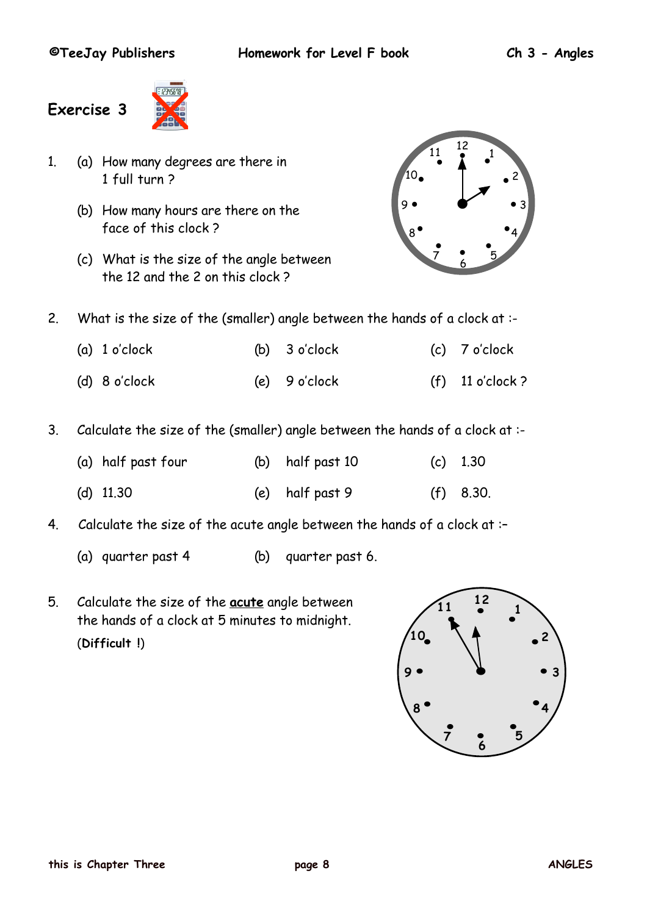## Exercise 3

1. (a) How many degrees are there in 1 full turn ?

   (b) How many hours are there on the face of this clock ?

   (c) What is the size of the angle between the 12 and the 2 on this clock ?

2. What is the size of the (smaller) angle between the hands of a clock at :-

   (a) 1 o'clock  (b) 3 o'clock  (c) 7 o'clock

   (d) 8 o'clock  (e) 9 o'clock  (f) 11 o'clock ?

3. Calculate the size of the (smaller) angle between the hands of a clock at :-

   (a) half past four  (b) half past 10  (c) 1.30

   (d) 11.30  (e) half past 9  (f) 8.30.

4. Calculate the size of the acute angle between the hands of a clock at :–

   (a) quarter past 4  (b) quarter past 6.

5. Calculate the size of the **acute** angle between the hands of a clock at 5 minutes to midnight.
   (**Difficult** !)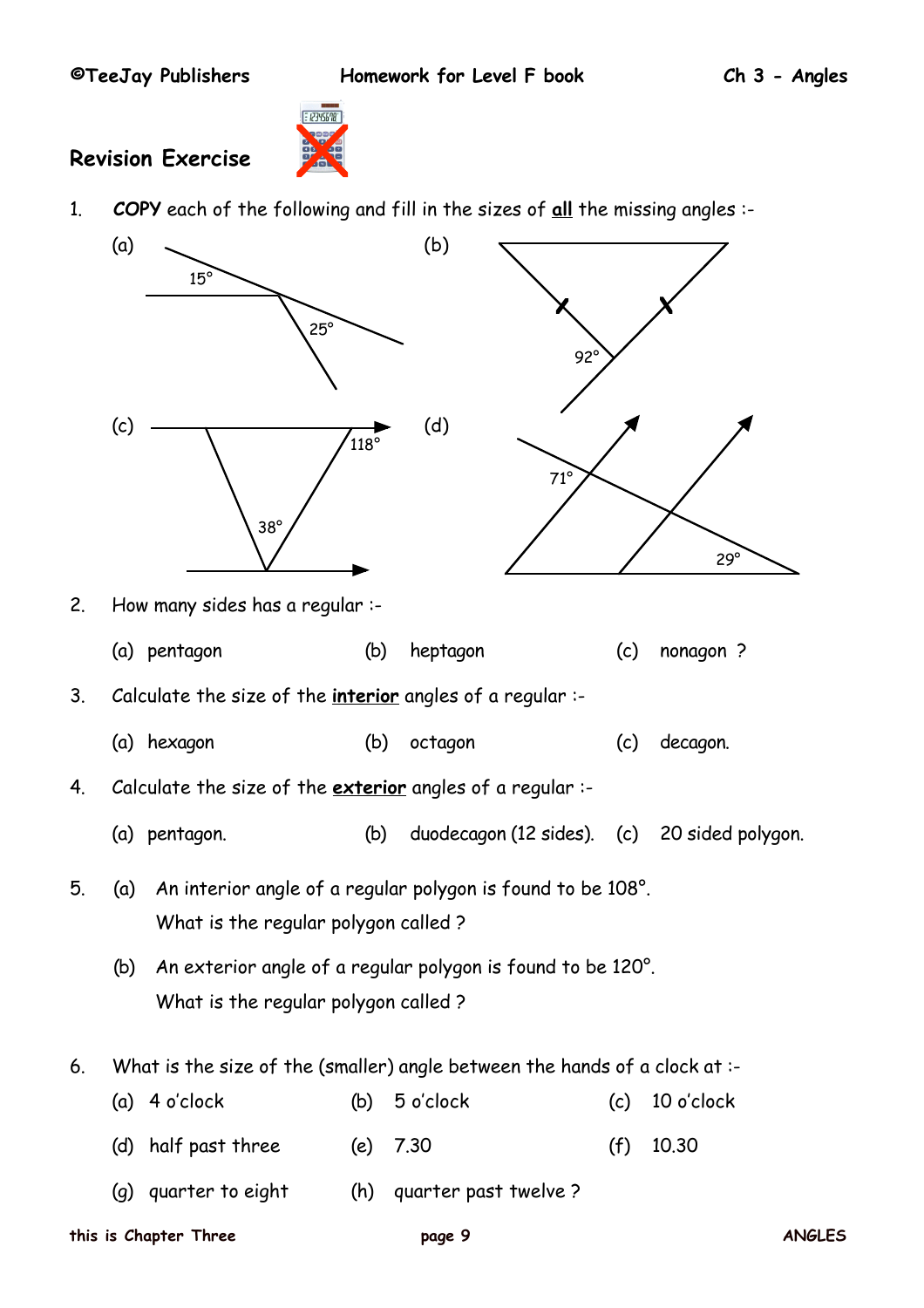## Revision Exercise

1. **COPY** each of the following and fill in the sizes of **all** the missing angles :-

(a)

15°

25°

(b)

92°

(c)

118°

38°

(d)

71°

29°

2. How many sides has a regular :-

   (a) pentagon (b) heptagon (c) nonagon ?

3. Calculate the size of the **interior** angles of a regular :-

   (a) hexagon (b) octagon (c) decagon.

4. Calculate the size of the **exterior** angles of a regular :-

   (a) pentagon. (b) duodecagon (12 sides). (c) 20 sided polygon.

5. (a) An interior angle of a regular polygon is found to be 108°. What is the regular polygon called ?

   (b) An exterior angle of a regular polygon is found to be 120°. What is the regular polygon called ?

6. What is the size of the (smaller) angle between the hands of a clock at :-

   (a) 4 o'clock (b) 5 o'clock (c) 10 o'clock

   (d) half past three (e) 7.30 (f) 10.30

   (g) quarter to eight (h) quarter past twelve ?